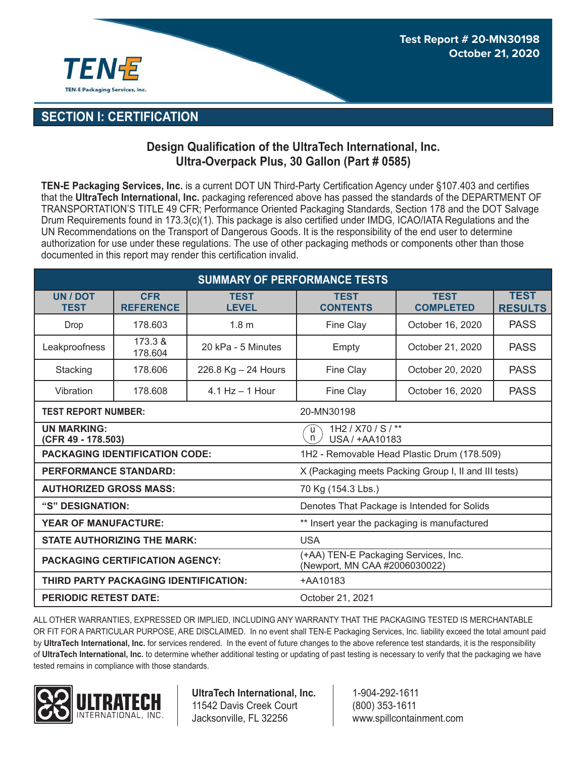TEN-E

TEN-E Packaging Services, Inc.

**Test Report # 20-MN30198**
**October 21, 2020**

## SECTION I: CERTIFICATION

### Design Qualification of the UltraTech International, Inc. Ultra-Overpack Plus, 30 Gallon (Part # 0585)

**TEN-E Packaging Services, Inc.** is a current DOT UN Third-Party Certification Agency under §107.403 and certifies that the **UltraTech International, Inc.** packaging referenced above has passed the standards of the DEPARTMENT OF TRANSPORTATION'S TITLE 49 CFR; Performance Oriented Packaging Standards, Section 178 and the DOT Salvage Drum Requirements found in 173.3(c)(1). This package is also certified under IMDG, ICAO/IATA Regulations and the UN Recommendations on the Transport of Dangerous Goods. It is the responsibility of the end user to determine authorization for use under these regulations. The use of other packaging methods or components other than those documented in this report may render this certification invalid.

| SUMMARY OF PERFORMANCE TESTS | | | | | |
|---|---|---|---|---|---|
| **UN / DOT TEST** | **CFR REFERENCE** | **TEST LEVEL** | **TEST CONTENTS** | **TEST COMPLETED** | **TEST RESULTS** |
| Drop | 178.603 | 1.8 m | Fine Clay | October 16, 2020 | PASS |
| Leakproofness | 173.3 & 178.604 | 20 kPa - 5 Minutes | Empty | October 21, 2020 | PASS |
| Stacking | 178.606 | 226.8 Kg – 24 Hours | Fine Clay | October 20, 2020 | PASS |
| Vibration | 178.608 | 4.1 Hz – 1 Hour | Fine Clay | October 16, 2020 | PASS |

| | |
|---|---|
| **TEST REPORT NUMBER:** | 20-MN30198 |
| **UN MARKING: (CFR 49 - 178.503)** | (u/n) 1H2 / X70 / S / ** USA / +AA10183 |
| **PACKAGING IDENTIFICATION CODE:** | 1H2 - Removable Head Plastic Drum (178.509) |
| **PERFORMANCE STANDARD:** | X (Packaging meets Packing Group I, II and III tests) |
| **AUTHORIZED GROSS MASS:** | 70 Kg (154.3 Lbs.) |
| **"S" DESIGNATION:** | Denotes That Package is Intended for Solids |
| **YEAR OF MANUFACTURE:** | ** Insert year the packaging is manufactured |
| **STATE AUTHORIZING THE MARK:** | USA |
| **PACKAGING CERTIFICATION AGENCY:** | (+AA) TEN-E Packaging Services, Inc. (Newport, MN CAA #2006030022) |
| **THIRD PARTY PACKAGING IDENTIFICATION:** | +AA10183 |
| **PERIODIC RETEST DATE:** | October 21, 2021 |

ALL OTHER WARRANTIES, EXPRESSED OR IMPLIED, INCLUDING ANY WARRANTY THAT THE PACKAGING TESTED IS MERCHANTABLE OR FIT FOR A PARTICULAR PURPOSE, ARE DISCLAIMED. In no event shall TEN-E Packaging Services, Inc. liability exceed the total amount paid by **UltraTech International, Inc.** for services rendered. In the event of future changes to the above reference test standards, it is the responsibility of **UltraTech International, Inc.** to determine whether additional testing or updating of past testing is necessary to verify that the packaging we have tested remains in compliance with those standards.

ULTRATECH INTERNATIONAL, INC.

**UltraTech International, Inc.**
11542 Davis Creek Court
Jacksonville, FL 32256

1-904-292-1611
(800) 353-1611
www.spillcontainment.com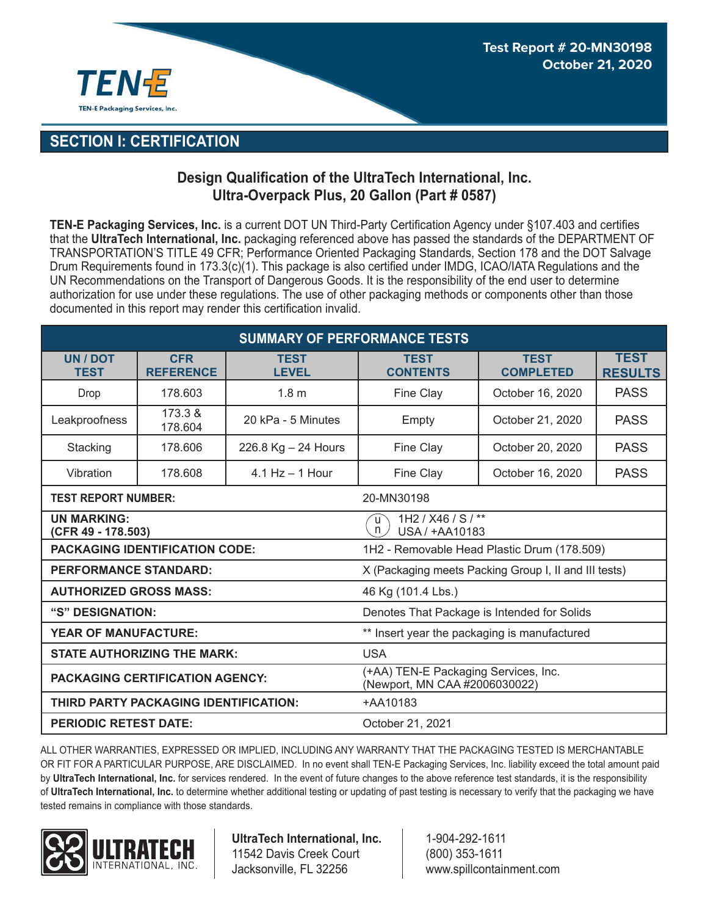**TEN-E**

TEN-E Packaging Services, Inc.

**Test Report # 20-MN30198**
**October 21, 2020**

## SECTION I: CERTIFICATION

### Design Qualification of the UltraTech International, Inc. Ultra-Overpack Plus, 20 Gallon (Part # 0587)

**TEN-E Packaging Services, Inc.** is a current DOT UN Third-Party Certification Agency under §107.403 and certifies that the **UltraTech International, Inc.** packaging referenced above has passed the standards of the DEPARTMENT OF TRANSPORTATION'S TITLE 49 CFR; Performance Oriented Packaging Standards, Section 178 and the DOT Salvage Drum Requirements found in 173.3(c)(1). This package is also certified under IMDG, ICAO/IATA Regulations and the UN Recommendations on the Transport of Dangerous Goods. It is the responsibility of the end user to determine authorization for use under these regulations. The use of other packaging methods or components other than those documented in this report may render this certification invalid.

**SUMMARY OF PERFORMANCE TESTS**

| UN / DOT TEST | CFR REFERENCE | TEST LEVEL | TEST CONTENTS | TEST COMPLETED | TEST RESULTS |
|---|---|---|---|---|---|
| Drop | 178.603 | 1.8 m | Fine Clay | October 16, 2020 | PASS |
| Leakproofness | 173.3 & 178.604 | 20 kPa - 5 Minutes | Empty | October 21, 2020 | PASS |
| Stacking | 178.606 | 226.8 Kg – 24 Hours | Fine Clay | October 20, 2020 | PASS |
| Vibration | 178.608 | 4.1 Hz – 1 Hour | Fine Clay | October 16, 2020 | PASS |

| | |
|---|---|
| **TEST REPORT NUMBER:** | 20-MN30198 |
| **UN MARKING: (CFR 49 - 178.503)** | (u/n) 1H2 / X46 / S / ** USA / +AA10183 |
| **PACKAGING IDENTIFICATION CODE:** | 1H2 - Removable Head Plastic Drum (178.509) |
| **PERFORMANCE STANDARD:** | X (Packaging meets Packing Group I, II and III tests) |
| **AUTHORIZED GROSS MASS:** | 46 Kg (101.4 Lbs.) |
| **"S" DESIGNATION:** | Denotes That Package is Intended for Solids |
| **YEAR OF MANUFACTURE:** | ** Insert year the packaging is manufactured |
| **STATE AUTHORIZING THE MARK:** | USA |
| **PACKAGING CERTIFICATION AGENCY:** | (+AA) TEN-E Packaging Services, Inc. (Newport, MN CAA #2006030022) |
| **THIRD PARTY PACKAGING IDENTIFICATION:** | +AA10183 |
| **PERIODIC RETEST DATE:** | October 21, 2021 |

ALL OTHER WARRANTIES, EXPRESSED OR IMPLIED, INCLUDING ANY WARRANTY THAT THE PACKAGING TESTED IS MERCHANTABLE OR FIT FOR A PARTICULAR PURPOSE, ARE DISCLAIMED. In no event shall TEN-E Packaging Services, Inc. liability exceed the total amount paid by **UltraTech International, Inc.** for services rendered. In the event of future changes to the above reference test standards, it is the responsibility of **UltraTech International, Inc.** to determine whether additional testing or updating of past testing is necessary to verify that the packaging we have tested remains in compliance with those standards.

ULTRATECH INTERNATIONAL, INC.

**UltraTech International, Inc.**
11542 Davis Creek Court
Jacksonville, FL 32256

1-904-292-1611
(800) 353-1611
www.spillcontainment.com